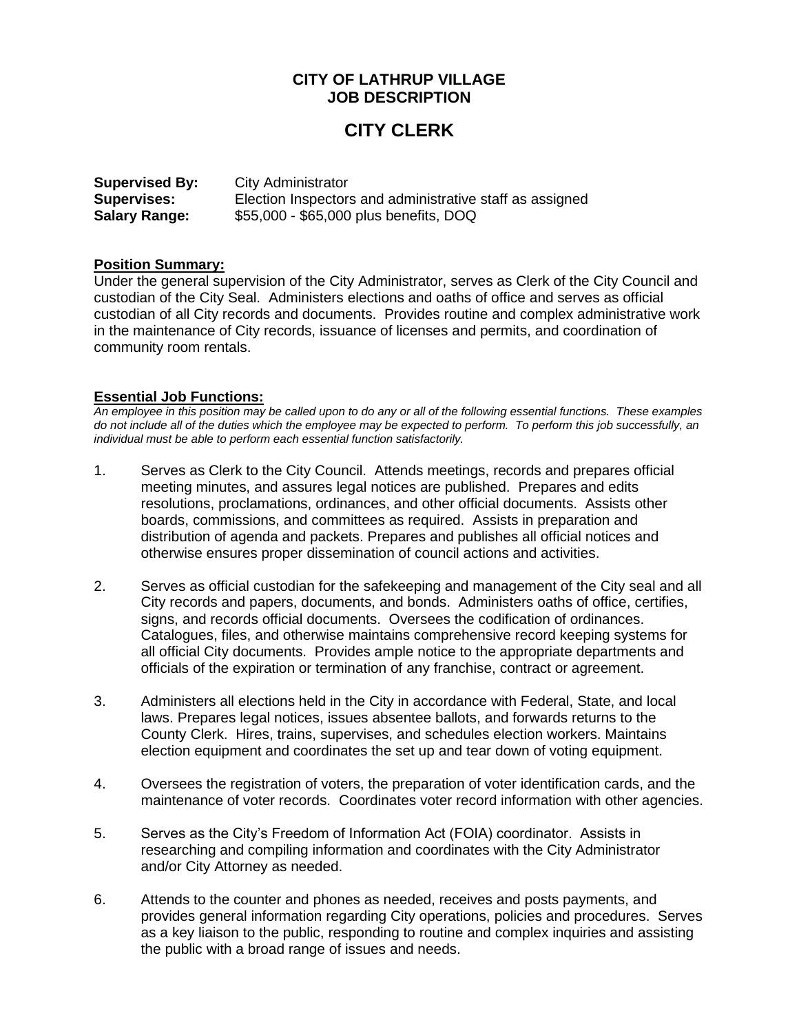# CITY OF LATHRUP VILLAGE
# JOB DESCRIPTION

## CITY CLERK

**Supervised By:** City Administrator
**Supervises:** Election Inspectors and administrative staff as assigned
**Salary Range:** $55,000 - $65,000 plus benefits, DOQ

**Position Summary:**
Under the general supervision of the City Administrator, serves as Clerk of the City Council and custodian of the City Seal. Administers elections and oaths of office and serves as official custodian of all City records and documents. Provides routine and complex administrative work in the maintenance of City records, issuance of licenses and permits, and coordination of community room rentals.

**Essential Job Functions:**
*An employee in this position may be called upon to do any or all of the following essential functions. These examples do not include all of the duties which the employee may be expected to perform. To perform this job successfully, an individual must be able to perform each essential function satisfactorily.*

1. Serves as Clerk to the City Council. Attends meetings, records and prepares official meeting minutes, and assures legal notices are published. Prepares and edits resolutions, proclamations, ordinances, and other official documents. Assists other boards, commissions, and committees as required. Assists in preparation and distribution of agenda and packets. Prepares and publishes all official notices and otherwise ensures proper dissemination of council actions and activities.

2. Serves as official custodian for the safekeeping and management of the City seal and all City records and papers, documents, and bonds. Administers oaths of office, certifies, signs, and records official documents. Oversees the codification of ordinances. Catalogues, files, and otherwise maintains comprehensive record keeping systems for all official City documents. Provides ample notice to the appropriate departments and officials of the expiration or termination of any franchise, contract or agreement.

3. Administers all elections held in the City in accordance with Federal, State, and local laws. Prepares legal notices, issues absentee ballots, and forwards returns to the County Clerk. Hires, trains, supervises, and schedules election workers. Maintains election equipment and coordinates the set up and tear down of voting equipment.

4. Oversees the registration of voters, the preparation of voter identification cards, and the maintenance of voter records. Coordinates voter record information with other agencies.

5. Serves as the City's Freedom of Information Act (FOIA) coordinator. Assists in researching and compiling information and coordinates with the City Administrator and/or City Attorney as needed.

6. Attends to the counter and phones as needed, receives and posts payments, and provides general information regarding City operations, policies and procedures. Serves as a key liaison to the public, responding to routine and complex inquiries and assisting the public with a broad range of issues and needs.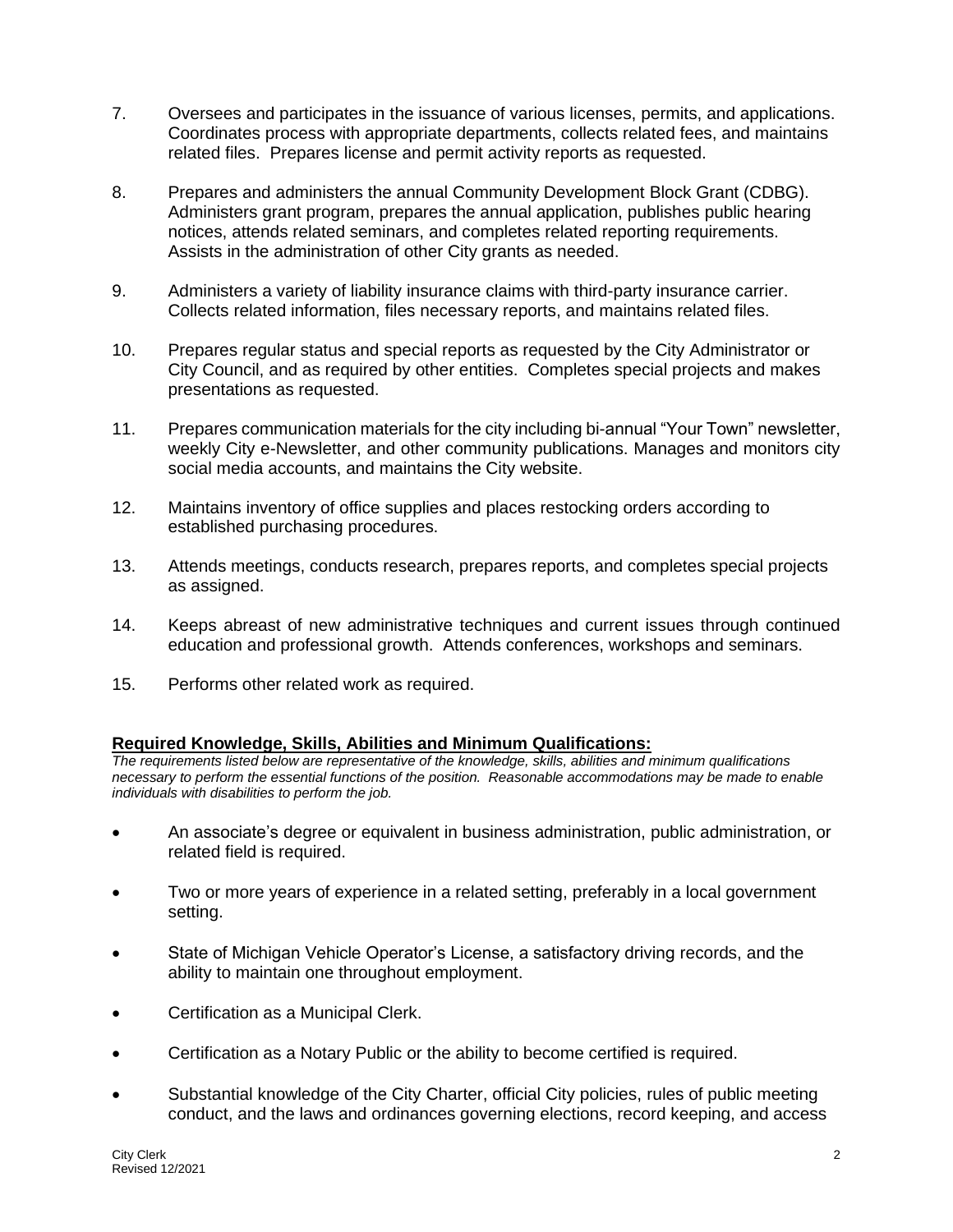7. Oversees and participates in the issuance of various licenses, permits, and applications. Coordinates process with appropriate departments, collects related fees, and maintains related files. Prepares license and permit activity reports as requested.

8. Prepares and administers the annual Community Development Block Grant (CDBG). Administers grant program, prepares the annual application, publishes public hearing notices, attends related seminars, and completes related reporting requirements. Assists in the administration of other City grants as needed.

9. Administers a variety of liability insurance claims with third-party insurance carrier. Collects related information, files necessary reports, and maintains related files.

10. Prepares regular status and special reports as requested by the City Administrator or City Council, and as required by other entities. Completes special projects and makes presentations as requested.

11. Prepares communication materials for the city including bi-annual "Your Town" newsletter, weekly City e-Newsletter, and other community publications. Manages and monitors city social media accounts, and maintains the City website.

12. Maintains inventory of office supplies and places restocking orders according to established purchasing procedures.

13. Attends meetings, conducts research, prepares reports, and completes special projects as assigned.

14. Keeps abreast of new administrative techniques and current issues through continued education and professional growth. Attends conferences, workshops and seminars.

15. Performs other related work as required.

**Required Knowledge, Skills, Abilities and Minimum Qualifications:**

*The requirements listed below are representative of the knowledge, skills, abilities and minimum qualifications necessary to perform the essential functions of the position. Reasonable accommodations may be made to enable individuals with disabilities to perform the job.*

- An associate's degree or equivalent in business administration, public administration, or related field is required.
- Two or more years of experience in a related setting, preferably in a local government setting.
- State of Michigan Vehicle Operator's License, a satisfactory driving records, and the ability to maintain one throughout employment.
- Certification as a Municipal Clerk.
- Certification as a Notary Public or the ability to become certified is required.
- Substantial knowledge of the City Charter, official City policies, rules of public meeting conduct, and the laws and ordinances governing elections, record keeping, and access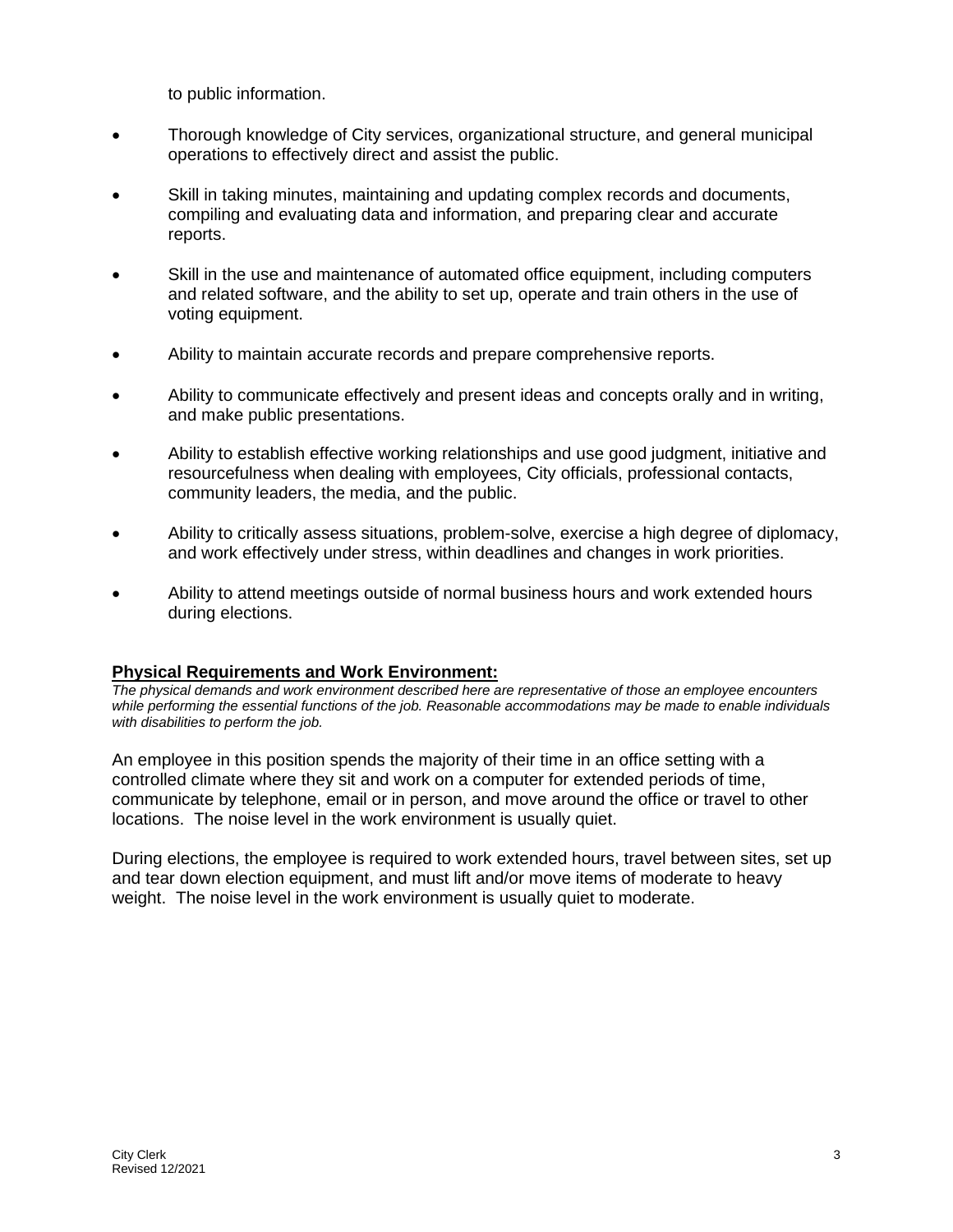to public information.

- Thorough knowledge of City services, organizational structure, and general municipal operations to effectively direct and assist the public.
- Skill in taking minutes, maintaining and updating complex records and documents, compiling and evaluating data and information, and preparing clear and accurate reports.
- Skill in the use and maintenance of automated office equipment, including computers and related software, and the ability to set up, operate and train others in the use of voting equipment.
- Ability to maintain accurate records and prepare comprehensive reports.
- Ability to communicate effectively and present ideas and concepts orally and in writing, and make public presentations.
- Ability to establish effective working relationships and use good judgment, initiative and resourcefulness when dealing with employees, City officials, professional contacts, community leaders, the media, and the public.
- Ability to critically assess situations, problem-solve, exercise a high degree of diplomacy, and work effectively under stress, within deadlines and changes in work priorities.
- Ability to attend meetings outside of normal business hours and work extended hours during elections.

**Physical Requirements and Work Environment:**

*The physical demands and work environment described here are representative of those an employee encounters while performing the essential functions of the job. Reasonable accommodations may be made to enable individuals with disabilities to perform the job.*

An employee in this position spends the majority of their time in an office setting with a controlled climate where they sit and work on a computer for extended periods of time, communicate by telephone, email or in person, and move around the office or travel to other locations. The noise level in the work environment is usually quiet.

During elections, the employee is required to work extended hours, travel between sites, set up and tear down election equipment, and must lift and/or move items of moderate to heavy weight. The noise level in the work environment is usually quiet to moderate.